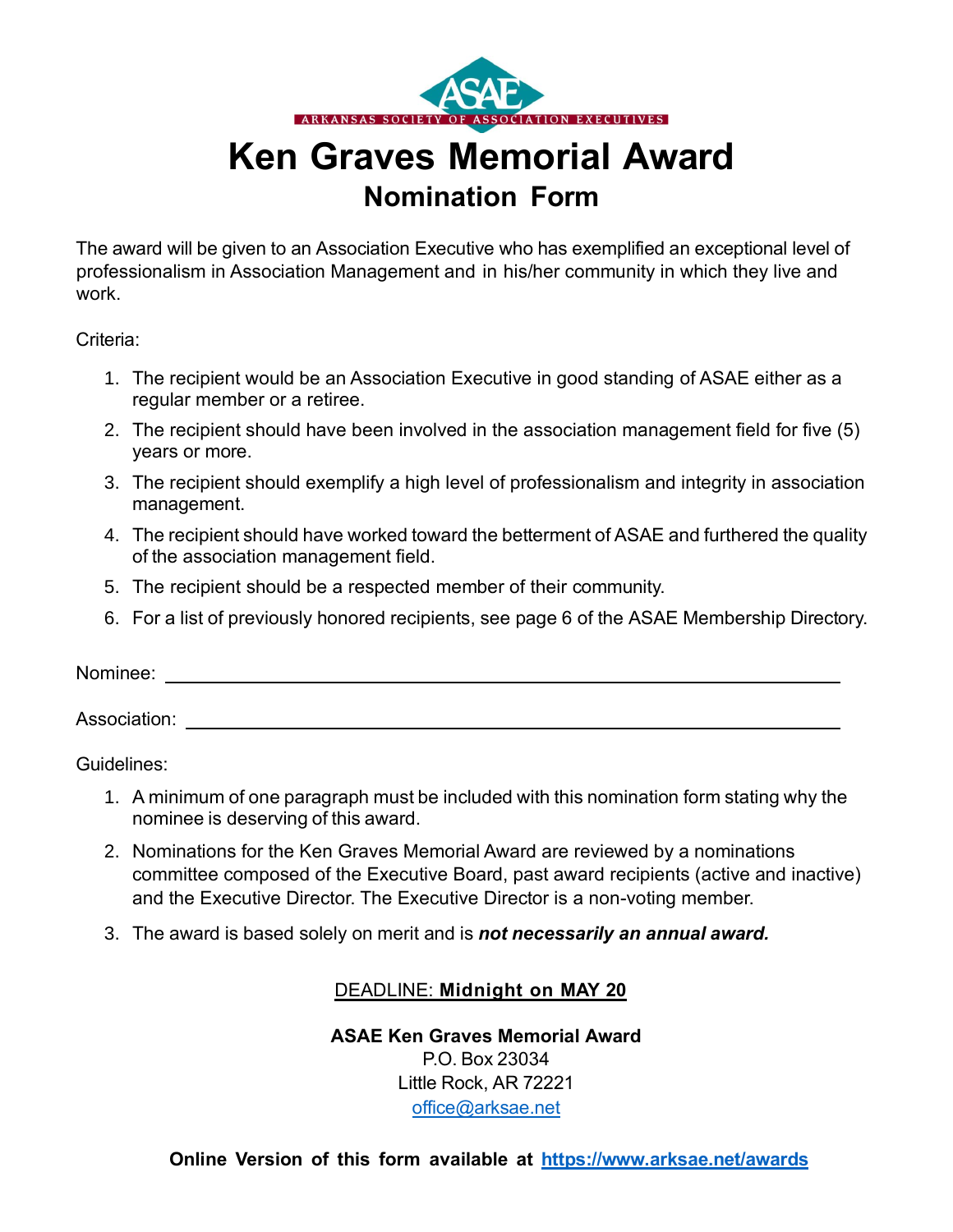ASAE
ARKANSAS SOCIETY OF ASSOCIATION EXECUTIVES

# Ken Graves Memorial Award

## Nomination Form

The award will be given to an Association Executive who has exemplified an exceptional level of professionalism in Association Management and in his/her community in which they live and work.

Criteria:

1. The recipient would be an Association Executive in good standing of ASAE either as a regular member or a retiree.
2. The recipient should have been involved in the association management field for five (5) years or more.
3. The recipient should exemplify a high level of professionalism and integrity in association management.
4. The recipient should have worked toward the betterment of ASAE and furthered the quality of the association management field.
5. The recipient should be a respected member of their community.
6. For a list of previously honored recipients, see page 6 of the ASAE Membership Directory.

Nominee: ______________________________________________

Association: ______________________________________________

Guidelines:

1. A minimum of one paragraph must be included with this nomination form stating why the nominee is deserving of this award.
2. Nominations for the Ken Graves Memorial Award are reviewed by a nominations committee composed of the Executive Board, past award recipients (active and inactive) and the Executive Director. The Executive Director is a non-voting member.
3. The award is based solely on merit and is ***not necessarily an annual award.***

DEADLINE: **Midnight on MAY 20**

**ASAE Ken Graves Memorial Award**
P.O. Box 23034
Little Rock, AR 72221
office@arksae.net

**Online Version of this form available at https://www.arksae.net/awards**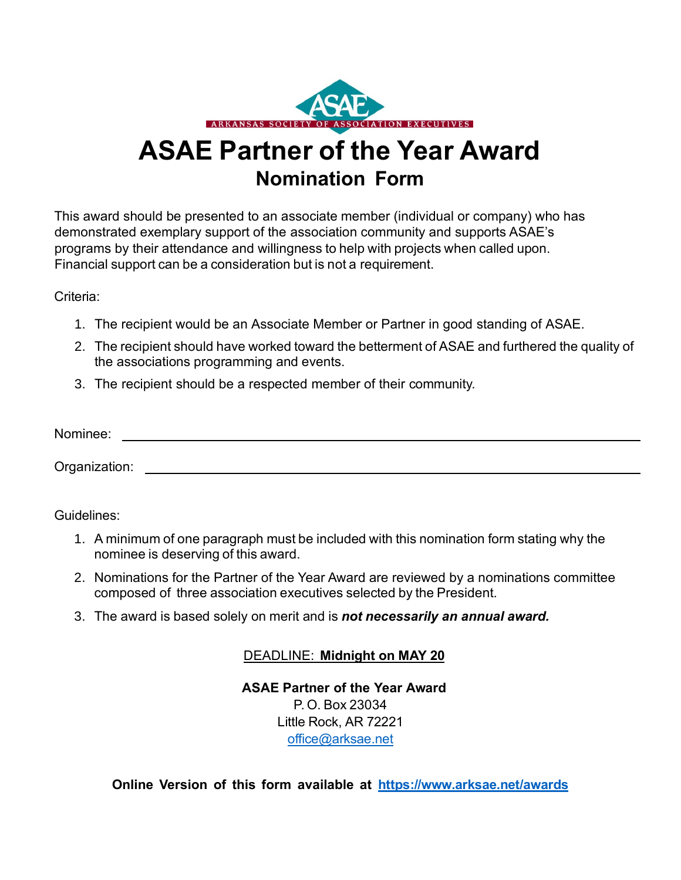ARKANSAS SOCIETY OF ASSOCIATION EXECUTIVES

# ASAE Partner of the Year Award

## Nomination Form

This award should be presented to an associate member (individual or company) who has demonstrated exemplary support of the association community and supports ASAE's programs by their attendance and willingness to help with projects when called upon. Financial support can be a consideration but is not a requirement.

Criteria:

1. The recipient would be an Associate Member or Partner in good standing of ASAE.
2. The recipient should have worked toward the betterment of ASAE and furthered the quality of the associations programming and events.
3. The recipient should be a respected member of their community.

Nominee: ______________________________________________

Organization: __________________________________________

Guidelines:

1. A minimum of one paragraph must be included with this nomination form stating why the nominee is deserving of this award.
2. Nominations for the Partner of the Year Award are reviewed by a nominations committee composed of three association executives selected by the President.
3. The award is based solely on merit and is ***not necessarily an annual award.***

DEADLINE: **Midnight on MAY 20**

**ASAE Partner of the Year Award**
P. O. Box 23034
Little Rock, AR 72221
office@arksae.net

**Online Version of this form available at https://www.arksae.net/awards**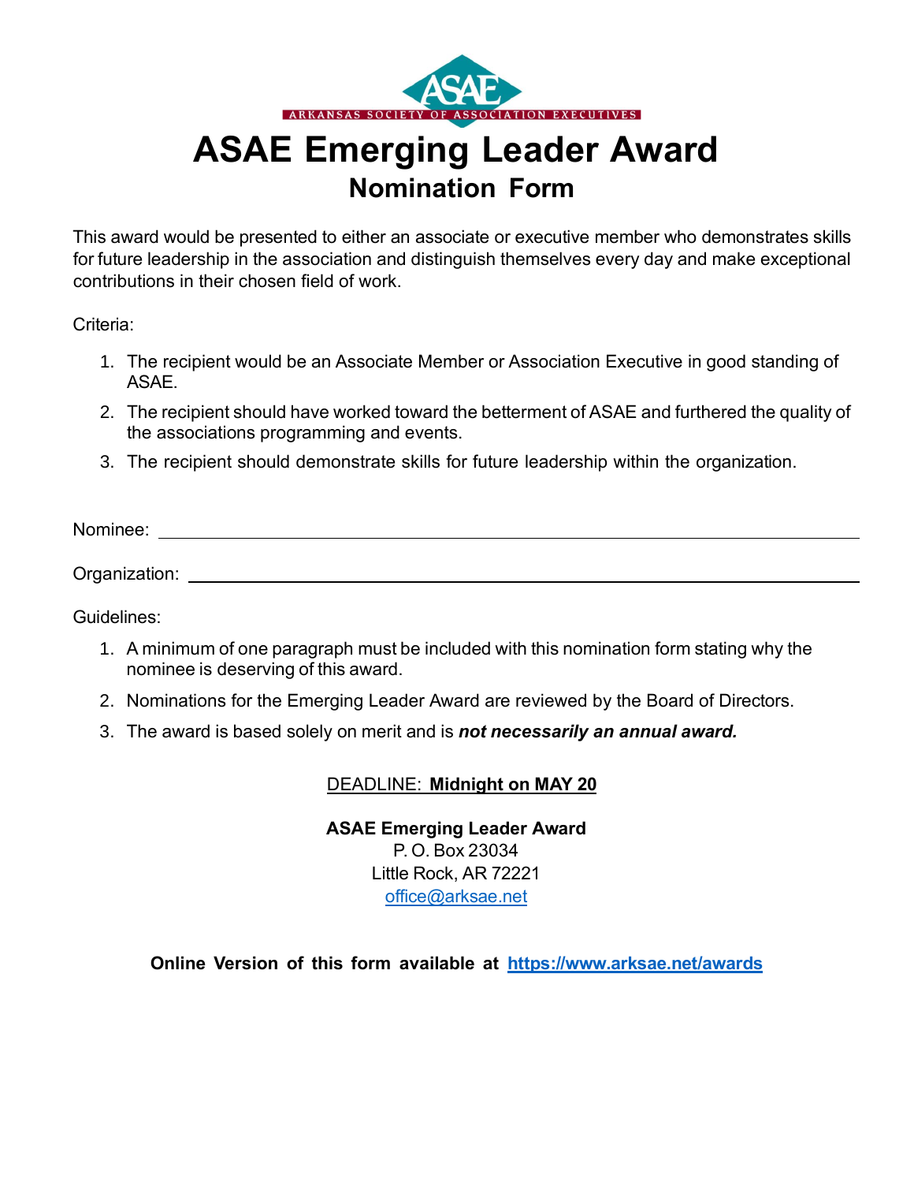ARKANSAS SOCIETY OF ASSOCIATION EXECUTIVES

# ASAE Emerging Leader Award

## Nomination Form

This award would be presented to either an associate or executive member who demonstrates skills for future leadership in the association and distinguish themselves every day and make exceptional contributions in their chosen field of work.

Criteria:

1. The recipient would be an Associate Member or Association Executive in good standing of ASAE.
2. The recipient should have worked toward the betterment of ASAE and furthered the quality of the associations programming and events.
3. The recipient should demonstrate skills for future leadership within the organization.

Nominee: ______________________________________________

Organization: ______________________________________________

Guidelines:

1. A minimum of one paragraph must be included with this nomination form stating why the nominee is deserving of this award.
2. Nominations for the Emerging Leader Award are reviewed by the Board of Directors.
3. The award is based solely on merit and is ***not necessarily an annual award.***

DEADLINE: **Midnight on MAY 20**

**ASAE Emerging Leader Award**
P. O. Box 23034
Little Rock, AR 72221
office@arksae.net

**Online Version of this form available at https://www.arksae.net/awards**